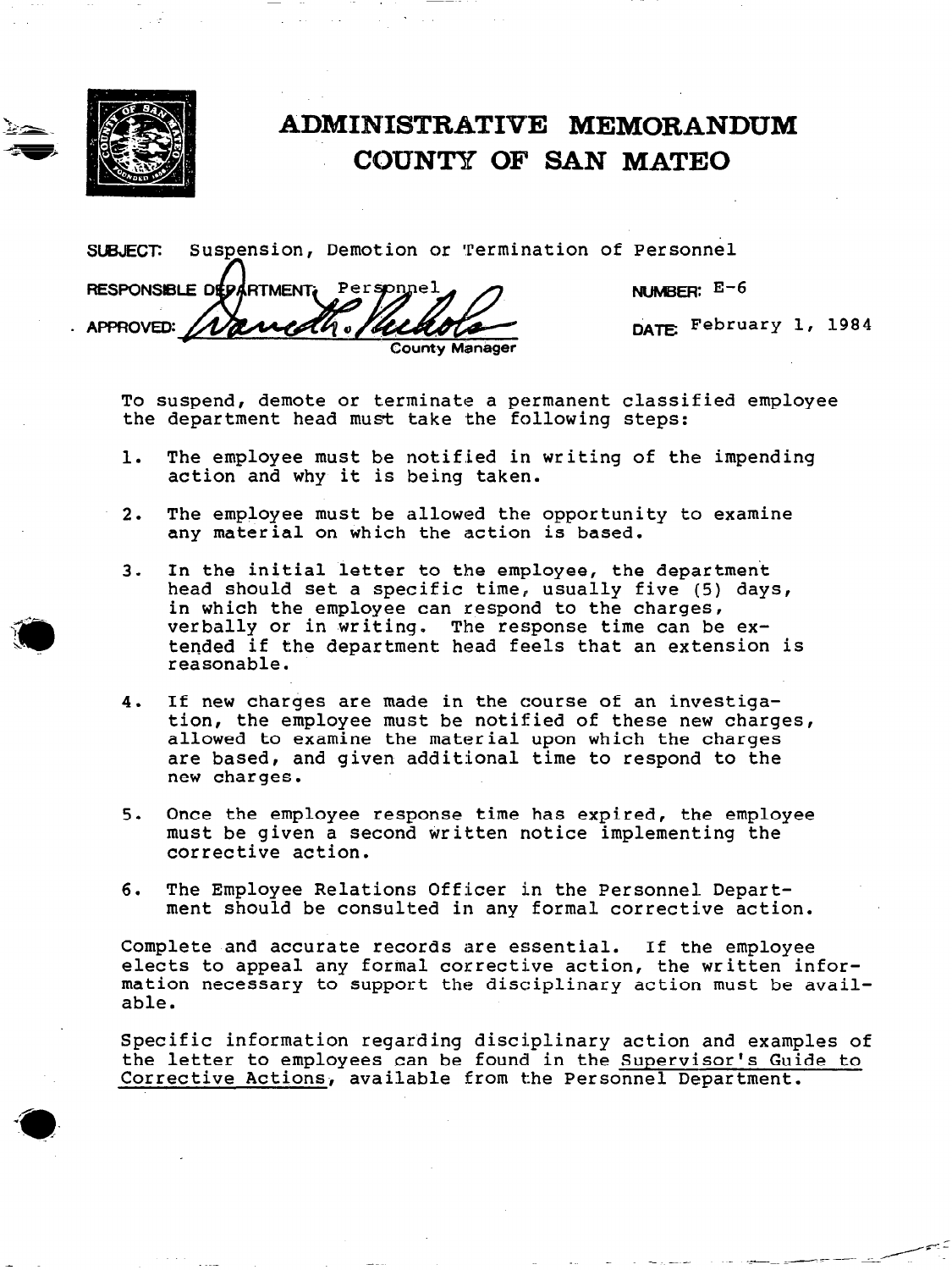# ADMINISTRATIVE MEMORANDUM
# COUNTY OF SAN MATEO

**SUBJECT:** Suspension, Demotion or Termination of Personnel

**RESPONSIBLE DEPARTMENT:** Personnel

**NUMBER:** E-6

**APPROVED:** County Manager

**DATE:** February 1, 1984

To suspend, demote or terminate a permanent classified employee the department head must take the following steps:

1. The employee must be notified in writing of the impending action and why it is being taken.

2. The employee must be allowed the opportunity to examine any material on which the action is based.

3. In the initial letter to the employee, the department head should set a specific time, usually five (5) days, in which the employee can respond to the charges, verbally or in writing. The response time can be extended if the department head feels that an extension is reasonable.

4. If new charges are made in the course of an investigation, the employee must be notified of these new charges, allowed to examine the material upon which the charges are based, and given additional time to respond to the new charges.

5. Once the employee response time has expired, the employee must be given a second written notice implementing the corrective action.

6. The Employee Relations Officer in the Personnel Department should be consulted in any formal corrective action.

Complete and accurate records are essential. If the employee elects to appeal any formal corrective action, the written information necessary to support the disciplinary action must be available.

Specific information regarding disciplinary action and examples of the letter to employees can be found in the Supervisor's Guide to Corrective Actions, available from the Personnel Department.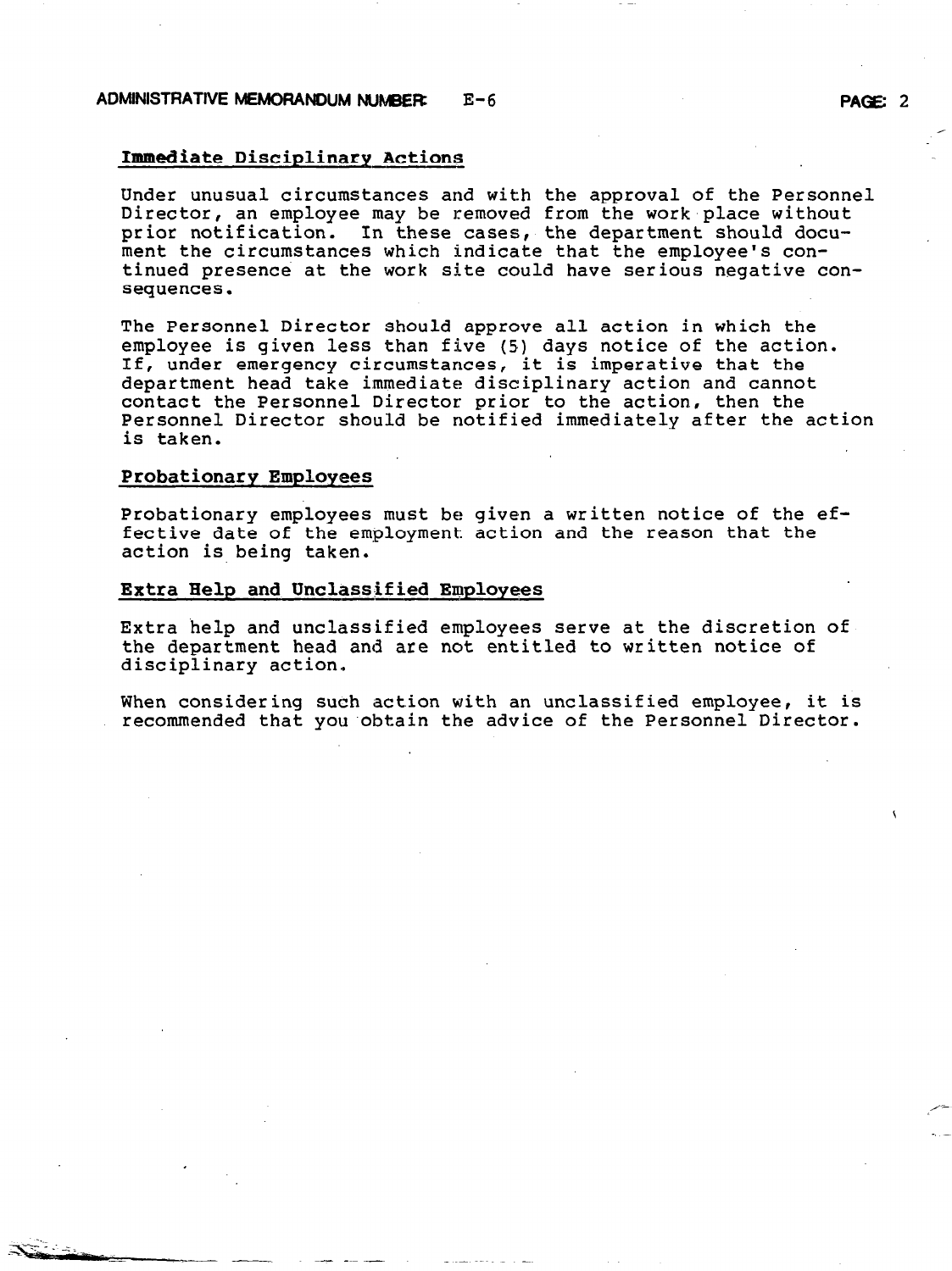## Immediate Disciplinary Actions

Under unusual circumstances and with the approval of the Personnel Director, an employee may be removed from the work place without prior notification. In these cases, the department should document the circumstances which indicate that the employee's continued presence at the work site could have serious negative consequences.

The Personnel Director should approve all action in which the employee is given less than five (5) days notice of the action. If, under emergency circumstances, it is imperative that the department head take immediate disciplinary action and cannot contact the Personnel Director prior to the action, then the Personnel Director should be notified immediately after the action is taken.

## Probationary Employees

Probationary employees must be given a written notice of the effective date of the employment action and the reason that the action is being taken.

## Extra Help and Unclassified Employees

Extra help and unclassified employees serve at the discretion of the department head and are not entitled to written notice of disciplinary action.

When considering such action with an unclassified employee, it is recommended that you obtain the advice of the Personnel Director.